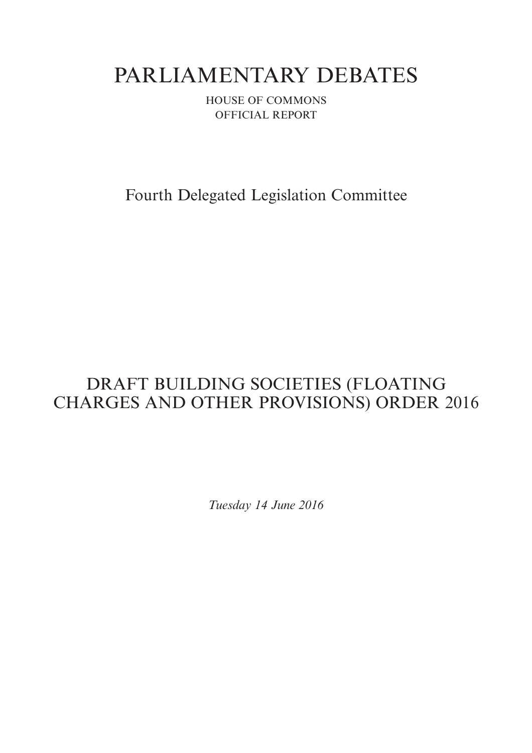# PARLIAMENTARY DEBATES

HOUSE OF COMMONS
OFFICIAL REPORT

## Fourth Delegated Legislation Committee

## DRAFT BUILDING SOCIETIES (FLOATING CHARGES AND OTHER PROVISIONS) ORDER 2016

*Tuesday 14 June 2016*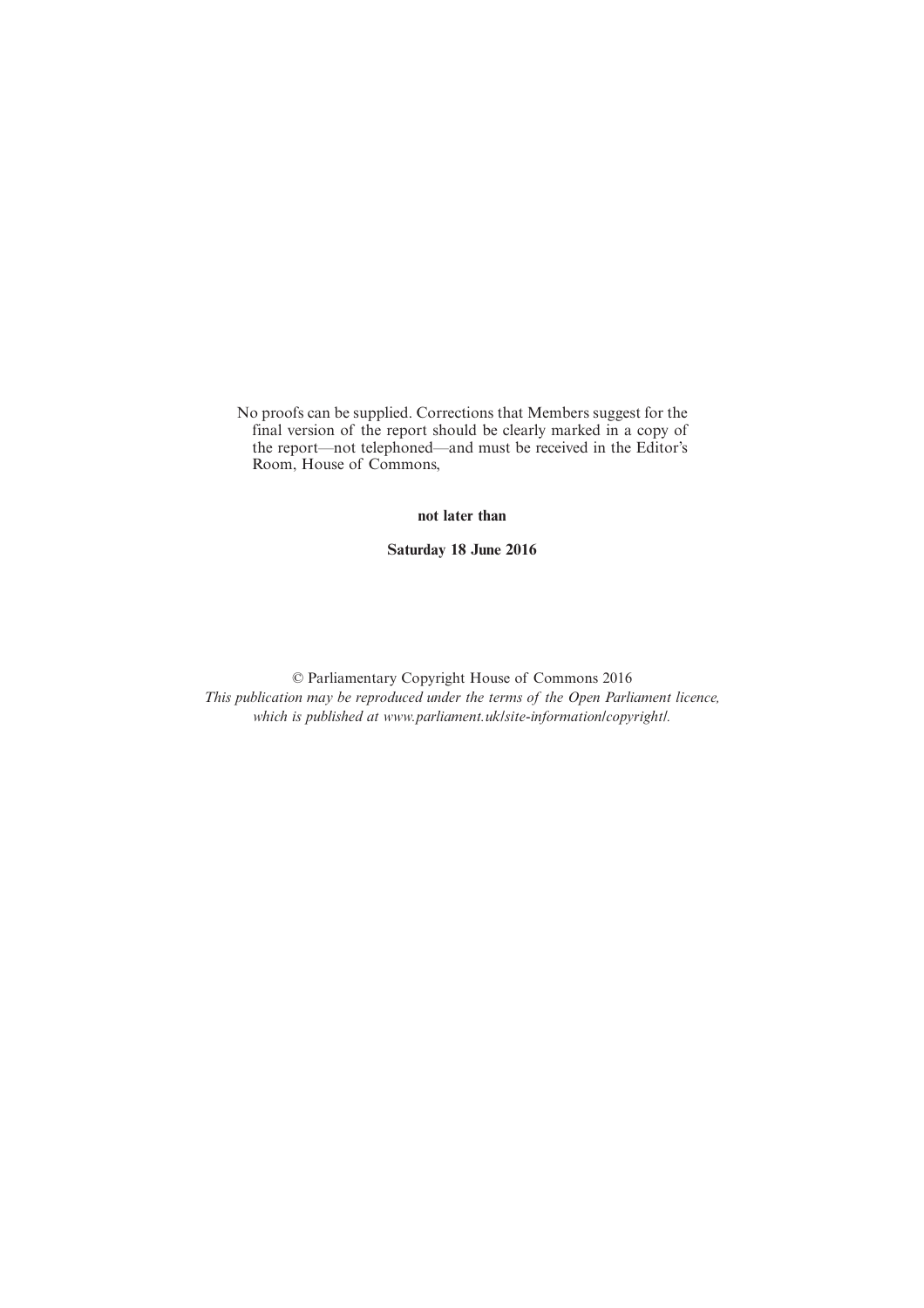No proofs can be supplied. Corrections that Members suggest for the final version of the report should be clearly marked in a copy of the report—not telephoned—and must be received in the Editor's Room, House of Commons,

**not later than**

**Saturday 18 June 2016**

© Parliamentary Copyright House of Commons 2016
*This publication may be reproduced under the terms of the Open Parliament licence, which is published at www.parliament.uk/site-information/copyright/.*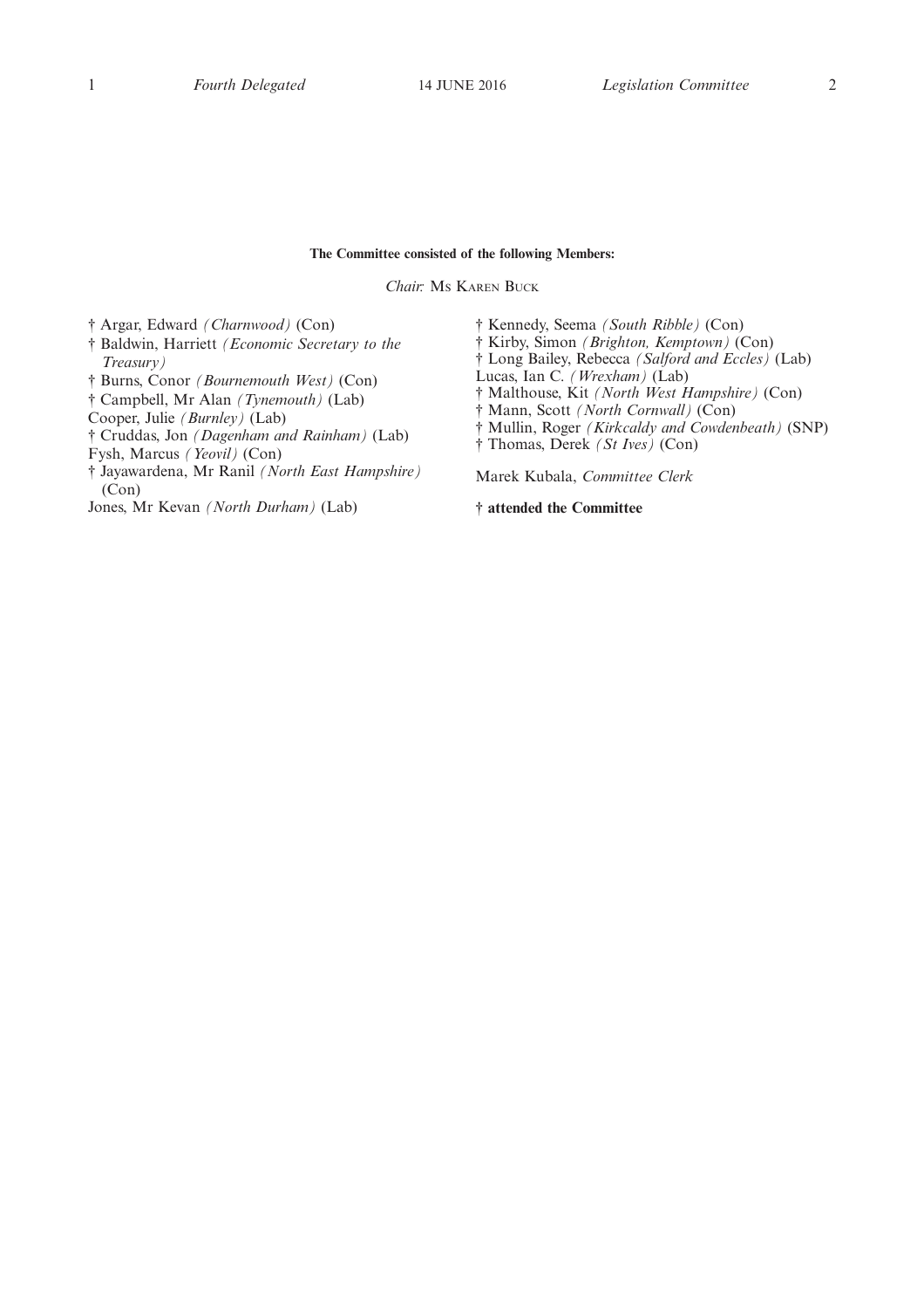**The Committee consisted of the following Members:**

*Chair:* Ms Karen Buck

† Argar, Edward *(Charnwood)* (Con)
† Baldwin, Harriett *(Economic Secretary to the Treasury)*
† Burns, Conor *(Bournemouth West)* (Con)
† Campbell, Mr Alan *(Tynemouth)* (Lab)
Cooper, Julie *(Burnley)* (Lab)
† Cruddas, Jon *(Dagenham and Rainham)* (Lab)
Fysh, Marcus *(Yeovil)* (Con)
† Jayawardena, Mr Ranil *(North East Hampshire)* (Con)
Jones, Mr Kevan *(North Durham)* (Lab)
† Kennedy, Seema *(South Ribble)* (Con)
† Kirby, Simon *(Brighton, Kemptown)* (Con)
† Long Bailey, Rebecca *(Salford and Eccles)* (Lab)
Lucas, Ian C. *(Wrexham)* (Lab)
† Malthouse, Kit *(North West Hampshire)* (Con)
† Mann, Scott *(North Cornwall)* (Con)
† Mullin, Roger *(Kirkcaldy and Cowdenbeath)* (SNP)
† Thomas, Derek *(St Ives)* (Con)

Marek Kubala, *Committee Clerk*

**† attended the Committee**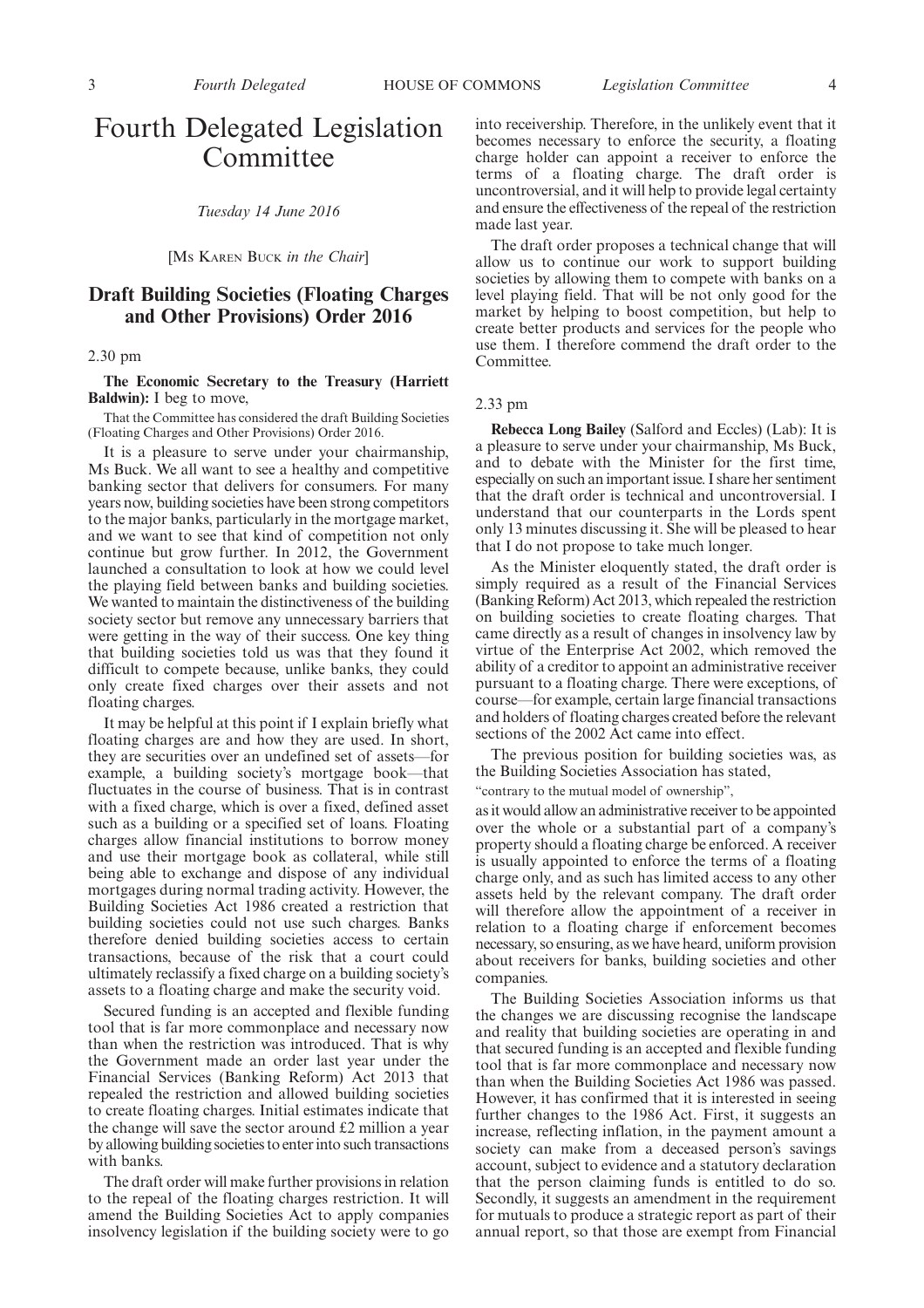# Fourth Delegated Legislation Committee

*Tuesday 14 June 2016*

[Ms Karen Buck *in the Chair*]

## Draft Building Societies (Floating Charges and Other Provisions) Order 2016

2.30 pm

**The Economic Secretary to the Treasury (Harriett Baldwin):** I beg to move,

That the Committee has considered the draft Building Societies (Floating Charges and Other Provisions) Order 2016.

It is a pleasure to serve under your chairmanship, Ms Buck. We all want to see a healthy and competitive banking sector that delivers for consumers. For many years now, building societies have been strong competitors to the major banks, particularly in the mortgage market, and we want to see that kind of competition not only continue but grow further. In 2012, the Government launched a consultation to look at how we could level the playing field between banks and building societies. We wanted to maintain the distinctiveness of the building society sector but remove any unnecessary barriers that were getting in the way of their success. One key thing that building societies told us was that they found it difficult to compete because, unlike banks, they could only create fixed charges over their assets and not floating charges.

It may be helpful at this point if I explain briefly what floating charges are and how they are used. In short, they are securities over an undefined set of assets—for example, a building society's mortgage book—that fluctuates in the course of business. That is in contrast with a fixed charge, which is over a fixed, defined asset such as a building or a specified set of loans. Floating charges allow financial institutions to borrow money and use their mortgage book as collateral, while still being able to exchange and dispose of any individual mortgages during normal trading activity. However, the Building Societies Act 1986 created a restriction that building societies could not use such charges. Banks therefore denied building societies access to certain transactions, because of the risk that a court could ultimately reclassify a fixed charge on a building society's assets to a floating charge and make the security void.

Secured funding is an accepted and flexible funding tool that is far more commonplace and necessary now than when the restriction was introduced. That is why the Government made an order last year under the Financial Services (Banking Reform) Act 2013 that repealed the restriction and allowed building societies to create floating charges. Initial estimates indicate that the change will save the sector around £2 million a year by allowing building societies to enter into such transactions with banks.

The draft order will make further provisions in relation to the repeal of the floating charges restriction. It will amend the Building Societies Act to apply companies insolvency legislation if the building society were to go into receivership. Therefore, in the unlikely event that it becomes necessary to enforce the security, a floating charge holder can appoint a receiver to enforce the terms of a floating charge. The draft order is uncontroversial, and it will help to provide legal certainty and ensure the effectiveness of the repeal of the restriction made last year.

The draft order proposes a technical change that will allow us to continue our work to support building societies by allowing them to compete with banks on a level playing field. That will be not only good for the market by helping to boost competition, but help to create better products and services for the people who use them. I therefore commend the draft order to the Committee.

2.33 pm

**Rebecca Long Bailey** (Salford and Eccles) (Lab): It is a pleasure to serve under your chairmanship, Ms Buck, and to debate with the Minister for the first time, especially on such an important issue. I share her sentiment that the draft order is technical and uncontroversial. I understand that our counterparts in the Lords spent only 13 minutes discussing it. She will be pleased to hear that I do not propose to take much longer.

As the Minister eloquently stated, the draft order is simply required as a result of the Financial Services (Banking Reform) Act 2013, which repealed the restriction on building societies to create floating charges. That came directly as a result of changes in insolvency law by virtue of the Enterprise Act 2002, which removed the ability of a creditor to appoint an administrative receiver pursuant to a floating charge. There were exceptions, of course—for example, certain large financial transactions and holders of floating charges created before the relevant sections of the 2002 Act came into effect.

The previous position for building societies was, as the Building Societies Association has stated,

"contrary to the mutual model of ownership",

as it would allow an administrative receiver to be appointed over the whole or a substantial part of a company's property should a floating charge be enforced. A receiver is usually appointed to enforce the terms of a floating charge only, and as such has limited access to any other assets held by the relevant company. The draft order will therefore allow the appointment of a receiver in relation to a floating charge if enforcement becomes necessary, so ensuring, as we have heard, uniform provision about receivers for banks, building societies and other companies.

The Building Societies Association informs us that the changes we are discussing recognise the landscape and reality that building societies are operating in and that secured funding is an accepted and flexible funding tool that is far more commonplace and necessary now than when the Building Societies Act 1986 was passed. However, it has confirmed that it is interested in seeing further changes to the 1986 Act. First, it suggests an increase, reflecting inflation, in the payment amount a society can make from a deceased person's savings account, subject to evidence and a statutory declaration that the person claiming funds is entitled to do so. Secondly, it suggests an amendment in the requirement for mutuals to produce a strategic report as part of their annual report, so that those are exempt from Financial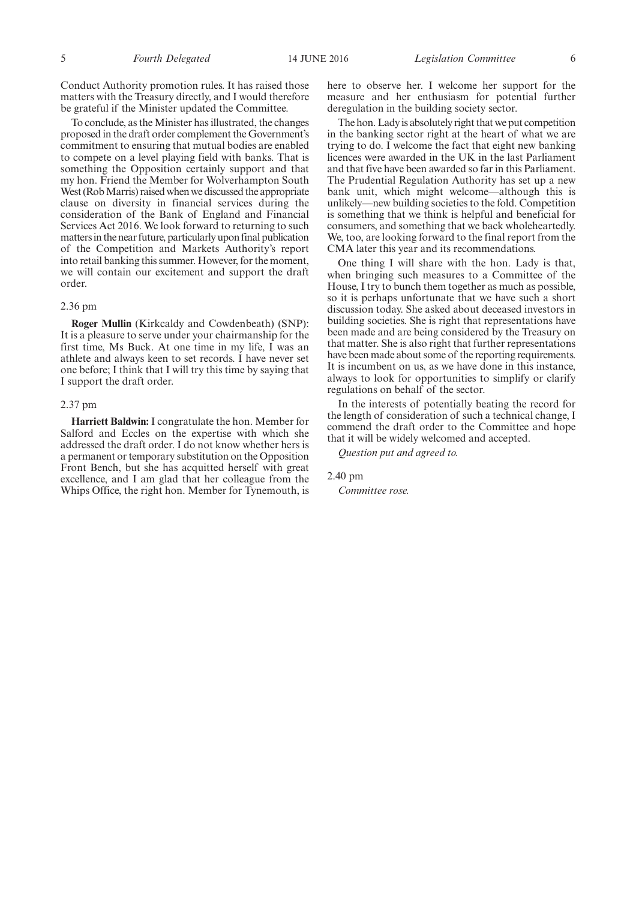Conduct Authority promotion rules. It has raised those matters with the Treasury directly, and I would therefore be grateful if the Minister updated the Committee.

To conclude, as the Minister has illustrated, the changes proposed in the draft order complement the Government's commitment to ensuring that mutual bodies are enabled to compete on a level playing field with banks. That is something the Opposition certainly support and that my hon. Friend the Member for Wolverhampton South West (Rob Marris) raised when we discussed the appropriate clause on diversity in financial services during the consideration of the Bank of England and Financial Services Act 2016. We look forward to returning to such matters in the near future, particularly upon final publication of the Competition and Markets Authority's report into retail banking this summer. However, for the moment, we will contain our excitement and support the draft order.

2.36 pm

**Roger Mullin** (Kirkcaldy and Cowdenbeath) (SNP): It is a pleasure to serve under your chairmanship for the first time, Ms Buck. At one time in my life, I was an athlete and always keen to set records. I have never set one before; I think that I will try this time by saying that I support the draft order.

2.37 pm

**Harriett Baldwin:** I congratulate the hon. Member for Salford and Eccles on the expertise with which she addressed the draft order. I do not know whether hers is a permanent or temporary substitution on the Opposition Front Bench, but she has acquitted herself with great excellence, and I am glad that her colleague from the Whips Office, the right hon. Member for Tynemouth, is here to observe her. I welcome her support for the measure and her enthusiasm for potential further deregulation in the building society sector.

The hon. Lady is absolutely right that we put competition in the banking sector right at the heart of what we are trying to do. I welcome the fact that eight new banking licences were awarded in the UK in the last Parliament and that five have been awarded so far in this Parliament. The Prudential Regulation Authority has set up a new bank unit, which might welcome—although this is unlikely—new building societies to the fold. Competition is something that we think is helpful and beneficial for consumers, and something that we back wholeheartedly. We, too, are looking forward to the final report from the CMA later this year and its recommendations.

One thing I will share with the hon. Lady is that, when bringing such measures to a Committee of the House, I try to bunch them together as much as possible, so it is perhaps unfortunate that we have such a short discussion today. She asked about deceased investors in building societies. She is right that representations have been made and are being considered by the Treasury on that matter. She is also right that further representations have been made about some of the reporting requirements. It is incumbent on us, as we have done in this instance, always to look for opportunities to simplify or clarify regulations on behalf of the sector.

In the interests of potentially beating the record for the length of consideration of such a technical change, I commend the draft order to the Committee and hope that it will be widely welcomed and accepted.

*Question put and agreed to.*

2.40 pm

*Committee rose.*